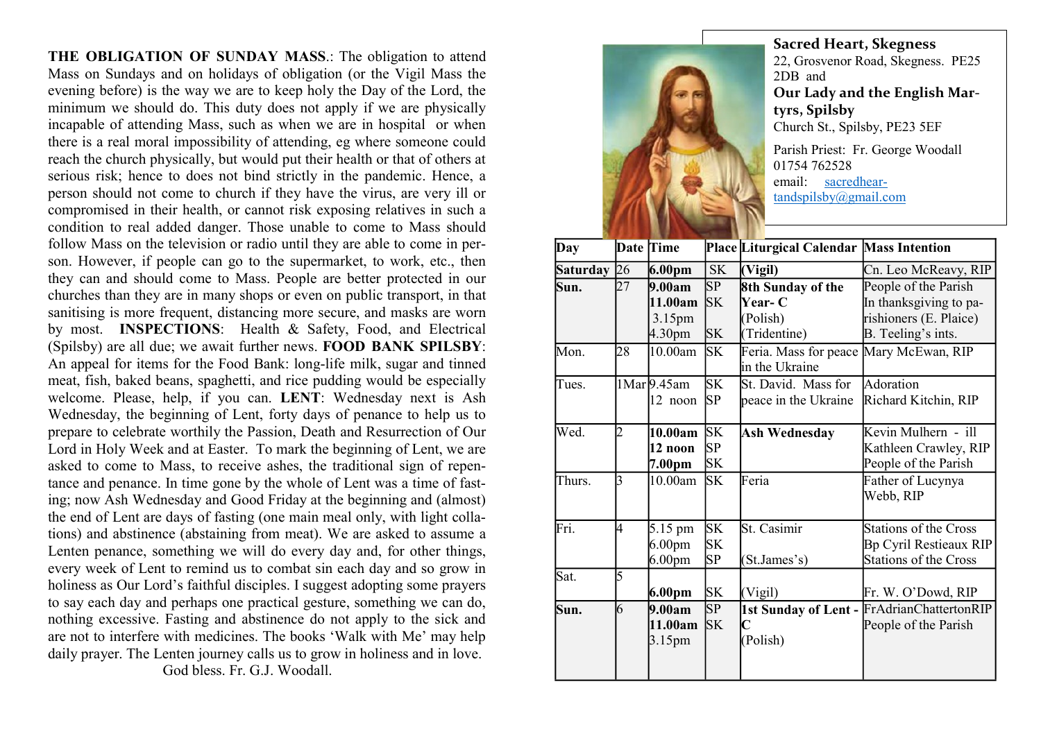**THE OBLIGATION OF SUNDAY MASS**.: The obligation to attend Mass on Sundays and on holidays of obligation (or the Vigil Mass the evening before) is the way we are to keep holy the Day of the Lord, the minimum we should do. This duty does not apply if we are physically incapable of attending Mass, such as when we are in hospital or when there is a real moral impossibility of attending, eg where someone could reach the church physically, but would put their health or that of others at serious risk; hence to does not bind strictly in the pandemic. Hence, a person should not come to church if they have the virus, are very ill or compromised in their health, or cannot risk exposing relatives in such a condition to real added danger. Those unable to come to Mass should follow Mass on the television or radio until they are able to come in person. However, if people can go to the supermarket, to work, etc., then they can and should come to Mass. People are better protected in our churches than they are in many shops or even on public transport, in that sanitising is more frequent, distancing more secure, and masks are worn by most. **INSPECTIONS**: Health & Safety, Food, and Electrical (Spilsby) are all due; we await further news. **FOOD BANK SPILSBY**: An appeal for items for the Food Bank: long-life milk, sugar and tinned meat, fish, baked beans, spaghetti, and rice pudding would be especially welcome. Please, help, if you can. **LENT**: Wednesday next is Ash Wednesday, the beginning of Lent, forty days of penance to help us to prepare to celebrate worthily the Passion, Death and Resurrection of Our Lord in Holy Week and at Easter. To mark the beginning of Lent, we are asked to come to Mass, to receive ashes, the traditional sign of repentance and penance. In time gone by the whole of Lent was a time of fasting; now Ash Wednesday and Good Friday at the beginning and (almost) the end of Lent are days of fasting (one main meal only, with light collations) and abstinence (abstaining from meat). We are asked to assume a Lenten penance, something we will do every day and, for other things, every week of Lent to remind us to combat sin each day and so grow in holiness as Our Lord's faithful disciples. I suggest adopting some prayers to say each day and perhaps one practical gesture, something we can do, nothing excessive. Fasting and abstinence do not apply to the sick and are not to interfere with medicines. The books 'Walk with Me' may help daily prayer. The Lenten journey calls us to grow in holiness and in love.

God bless. Fr. G.J. Woodall.

**Sacred Heart, Skegness**
22, Grosvenor Road, Skegness. PE25 2DB and
**Our Lady and the English Martyrs, Spilsby**
Church St., Spilsby, PE23 5EF

Parish Priest: Fr. George Woodall
01754 762528
email: sacredheartandspilsby@gmail.com

| Day | Date | Time | Place | Liturgical Calendar | Mass Intention |
|---|---|---|---|---|---|
| **Saturday** | 26 | **6.00pm** | SK | **(Vigil)** | Cn. Leo McReavy, RIP |
| **Sun.** | 27 | **9.00am**<br>**11.00am**<br>3.15pm<br>4.30pm | SP<br>SK<br><br>SK | **8th Sunday of the Year- C**<br>(Polish)<br>(Tridentine) | People of the Parish<br>In thanksgiving to parishioners (E. Plaice)<br>B. Teeling's ints. |
| Mon. | 28 | 10.00am | SK | Feria. Mass for peace in the Ukraine | Mary McEwan, RIP |
| Tues. | 1Mar | 9.45am<br>12 noon | SK<br>SP | St. David. Mass for peace in the Ukraine | Adoration<br>Richard Kitchin, RIP |
| Wed. | 2 | **10.00am**<br>**12 noon**<br>**7.00pm** | SK<br>SP<br>SK | **Ash Wednesday** | Kevin Mulhern - ill<br>Kathleen Crawley, RIP<br>People of the Parish |
| Thurs. | 3 | 10.00am | SK | Feria | Father of Lucynya Webb, RIP |
| Fri. | 4 | 5.15 pm<br>6.00pm<br>6.00pm | SK<br>SK<br>SP | St. Casimir<br><br>(St.James's) | Stations of the Cross<br>Bp Cyril Restieaux RIP<br>Stations of the Cross |
| Sat. | 5 | **6.00pm** | SK | (Vigil) | Fr. W. O'Dowd, RIP |
| **Sun.** | 6 | **9.00am**<br>**11.00am**<br>3.15pm | SP<br>SK | **1st Sunday of Lent - C**<br>(Polish) | FrAdrianChattertonRIP<br>People of the Parish |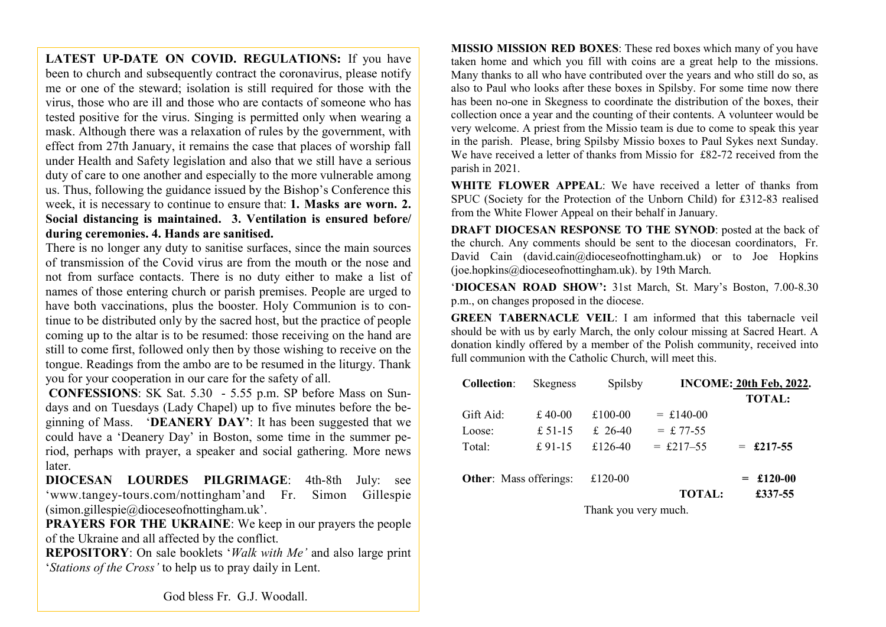**LATEST UP-DATE ON COVID. REGULATIONS:** If you have been to church and subsequently contract the coronavirus, please notify me or one of the steward; isolation is still required for those with the virus, those who are ill and those who are contacts of someone who has tested positive for the virus. Singing is permitted only when wearing a mask. Although there was a relaxation of rules by the government, with effect from 27th January, it remains the case that places of worship fall under Health and Safety legislation and also that we still have a serious duty of care to one another and especially to the more vulnerable among us. Thus, following the guidance issued by the Bishop's Conference this week, it is necessary to continue to ensure that: **1. Masks are worn. 2. Social distancing is maintained. 3. Ventilation is ensured before/ during ceremonies. 4. Hands are sanitised.**

There is no longer any duty to sanitise surfaces, since the main sources of transmission of the Covid virus are from the mouth or the nose and not from surface contacts. There is no duty either to make a list of names of those entering church or parish premises. People are urged to have both vaccinations, plus the booster. Holy Communion is to continue to be distributed only by the sacred host, but the practice of people coming up to the altar is to be resumed: those receiving on the hand are still to come first, followed only then by those wishing to receive on the tongue. Readings from the ambo are to be resumed in the liturgy. Thank you for your cooperation in our care for the safety of all.

**CONFESSIONS**: SK Sat. 5.30 - 5.55 p.m. SP before Mass on Sundays and on Tuesdays (Lady Chapel) up to five minutes before the beginning of Mass. '**DEANERY DAY'**: It has been suggested that we could have a 'Deanery Day' in Boston, some time in the summer period, perhaps with prayer, a speaker and social gathering. More news later.

**DIOCESAN LOURDES PILGRIMAGE**: 4th-8th July: see 'www.tangey-tours.com/nottingham'and Fr. Simon Gillespie (simon.gillespie@dioceseofnottingham.uk'.

**PRAYERS FOR THE UKRAINE**: We keep in our prayers the people of the Ukraine and all affected by the conflict.

**REPOSITORY**: On sale booklets '*Walk with Me'* and also large print '*Stations of the Cross'* to help us to pray daily in Lent.

God bless Fr. G.J. Woodall.

**MISSIO MISSION RED BOXES**: These red boxes which many of you have taken home and which you fill with coins are a great help to the missions. Many thanks to all who have contributed over the years and who still do so, as also to Paul who looks after these boxes in Spilsby. For some time now there has been no-one in Skegness to coordinate the distribution of the boxes, their collection once a year and the counting of their contents. A volunteer would be very welcome. A priest from the Missio team is due to come to speak this year in the parish. Please, bring Spilsby Missio boxes to Paul Sykes next Sunday. We have received a letter of thanks from Missio for £82-72 received from the parish in 2021.

**WHITE FLOWER APPEAL**: We have received a letter of thanks from SPUC (Society for the Protection of the Unborn Child) for £312-83 realised from the White Flower Appeal on their behalf in January.

**DRAFT DIOCESAN RESPONSE TO THE SYNOD**: posted at the back of the church. Any comments should be sent to the diocesan coordinators, Fr. David Cain (david.cain@dioceseofnottingham.uk) or to Joe Hopkins (joe.hopkins@dioceseofnottingham.uk). by 19th March.

'**DIOCESAN ROAD SHOW':** 31st March, St. Mary's Boston, 7.00-8.30 p.m., on changes proposed in the diocese.

**GREEN TABERNACLE VEIL**: I am informed that this tabernacle veil should be with us by early March, the only colour missing at Sacred Heart. A donation kindly offered by a member of the Polish community, received into full communion with the Catholic Church, will meet this.

| **Collection**: | Skegness | Spilsby | **INCOME: 20th Feb, 2022.** | **TOTAL:** |
|---|---|---|---|---|
| Gift Aid: | £ 40-00 | £100-00 | = £140-00 | |
| Loose: | £ 51-15 | £ 26-40 | = £ 77-55 | |
| Total: | £ 91-15 | £126-40 | = £217–55 | = **£217-55** |
| **Other**: Mass offerings: | | £120-00 | | = **£120-00** |
| | | | **TOTAL:** | **£337-55** |

Thank you very much.